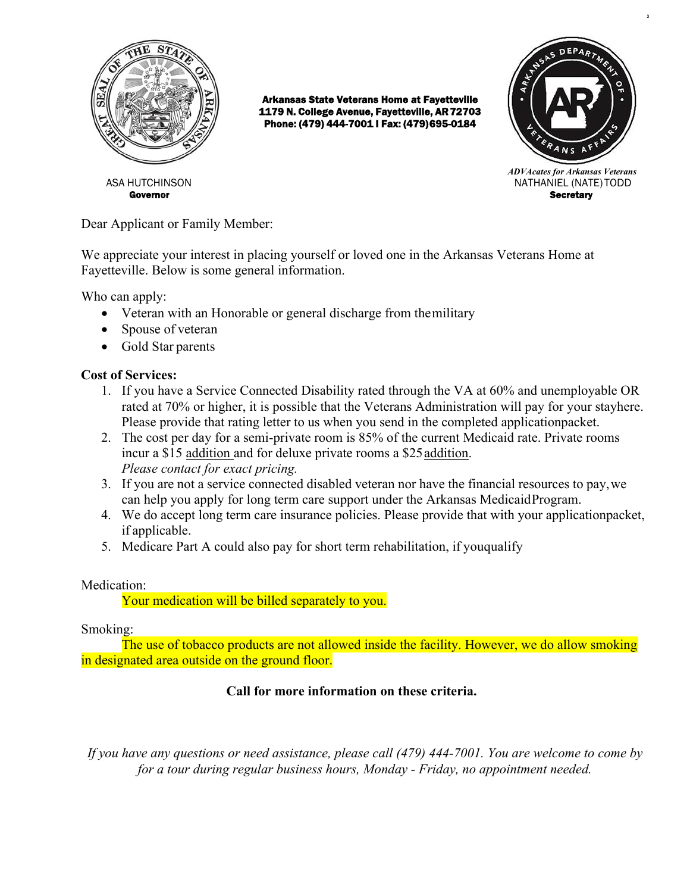ASA HUTCHINSON
**Governor**

**Arkansas State Veterans Home at Fayetteville**
**1179 N. College Avenue, Fayetteville, AR 72703**
**Phone: (479) 444-7001 I Fax: (479)695-0184**

*ADVAcates for Arkansas Veterans*
NATHANIEL (NATE) TODD
**Secretary**

Dear Applicant or Family Member:

We appreciate your interest in placing yourself or loved one in the Arkansas Veterans Home at Fayetteville. Below is some general information.

Who can apply:

- Veteran with an Honorable or general discharge from the military
- Spouse of veteran
- Gold Star parents

**Cost of Services:**

1. If you have a Service Connected Disability rated through the VA at 60% and unemployable OR rated at 70% or higher, it is possible that the Veterans Administration will pay for your stay here. Please provide that rating letter to us when you send in the completed application packet.
2. The cost per day for a semi-private room is 85% of the current Medicaid rate. Private rooms incur a $15 addition and for deluxe private rooms a $25 addition.
   *Please contact for exact pricing.*
3. If you are not a service connected disabled veteran nor have the financial resources to pay, we can help you apply for long term care support under the Arkansas Medicaid Program.
4. We do accept long term care insurance policies. Please provide that with your application packet, if applicable.
5. Medicare Part A could also pay for short term rehabilitation, if you qualify

Medication:

Your medication will be billed separately to you.

Smoking:

The use of tobacco products are not allowed inside the facility. However, we do allow smoking in designated area outside on the ground floor.

**Call for more information on these criteria.**

*If you have any questions or need assistance, please call (479) 444-7001. You are welcome to come by for a tour during regular business hours, Monday - Friday, no appointment needed.*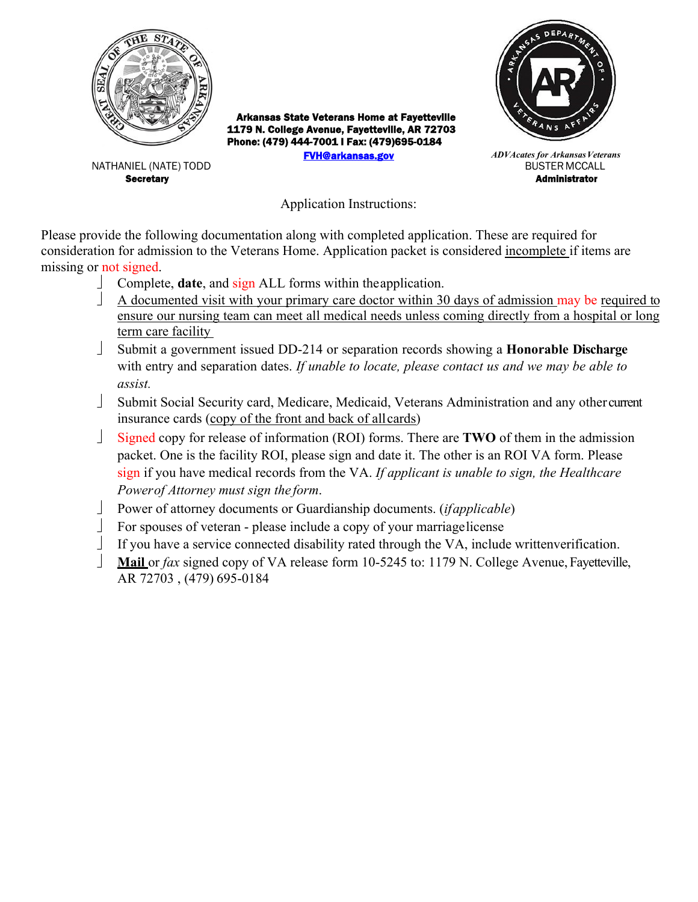NATHANIEL (NATE) TODD
**Secretary**

**Arkansas State Veterans Home at Fayetteville**
**1179 N. College Avenue, Fayetteville, AR 72703**
**Phone: (479) 444-7001 I Fax: (479)695-0184**
**FVH@arkansas.gov**

*ADVAcates for Arkansas Veterans*
BUSTER MCCALL
**Administrator**

Application Instructions:

Please provide the following documentation along with completed application. These are required for consideration for admission to the Veterans Home. Application packet is considered incomplete if items are missing or not signed.

- Complete, **date**, and sign ALL forms within the application.
- A documented visit with your primary care doctor within 30 days of admission may be required to ensure our nursing team can meet all medical needs unless coming directly from a hospital or long term care facility
- Submit a government issued DD-214 or separation records showing a **Honorable Discharge** with entry and separation dates. *If unable to locate, please contact us and we may be able to assist.*
- Submit Social Security card, Medicare, Medicaid, Veterans Administration and any other current insurance cards (copy of the front and back of all cards)
- Signed copy for release of information (ROI) forms. There are **TWO** of them in the admission packet. One is the facility ROI, please sign and date it. The other is an ROI VA form. Please sign if you have medical records from the VA. *If applicant is unable to sign, the Healthcare Power of Attorney must sign the form.*
- Power of attorney documents or Guardianship documents. (*if applicable*)
- For spouses of veteran - please include a copy of your marriage license
- If you have a service connected disability rated through the VA, include written verification.
- **Mail** or *fax* signed copy of VA release form 10-5245 to: 1179 N. College Avenue, Fayetteville, AR 72703 , (479) 695-0184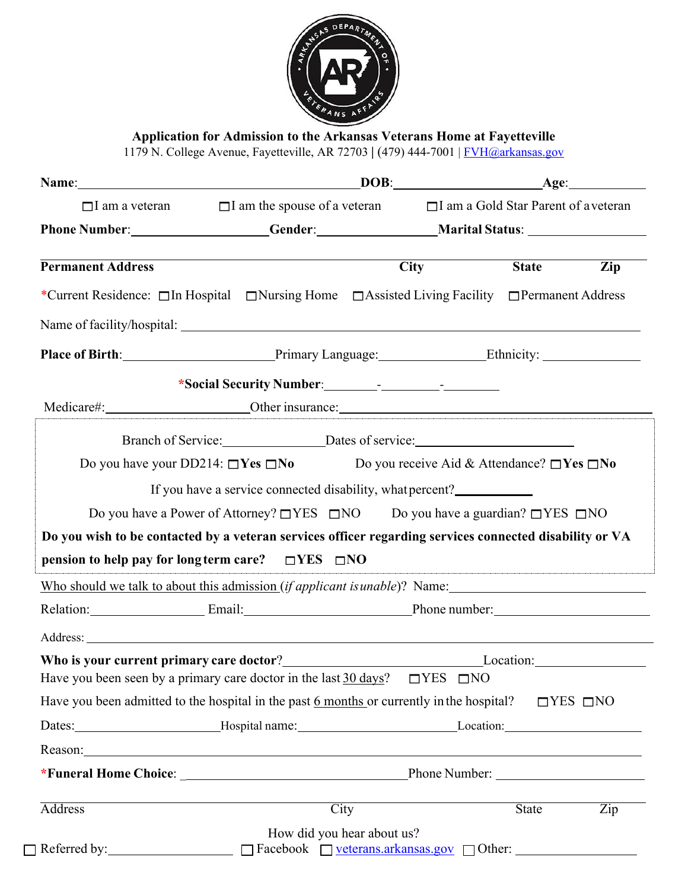**Application for Admission to the Arkansas Veterans Home at Fayetteville**

1179 N. College Avenue, Fayetteville, AR 72703 | (479) 444-7001 | FVH@arkansas.gov

**Name**:________________________________ **DOB**:__________________ **Age**:__________

☐ I am a veteran ☐ I am the spouse of a veteran ☐ I am a Gold Star Parent of a veteran

**Phone Number**:__________________ **Gender**:________________ **Marital Status**: ________________

______________________________________________________________________________

**Permanent Address** **City** **State** **Zip**

*Current Residence: ☐ In Hospital ☐ Nursing Home ☐ Assisted Living Facility ☐ Permanent Address

Name of facility/hospital: ______________________________________________________________

**Place of Birth**:____________________ Primary Language:______________ Ethnicity: ______________

***Social Security Number**:________-________-________

Medicare#:____________________ Other insurance:_____________________________________________

Branch of Service:______________ Dates of service:______________________

Do you have your DD214: ☐ **Yes** ☐ **No** Do you receive Aid & Attendance? ☐ **Yes** ☐ **No**

If you have a service connected disability, what percent?__________

Do you have a Power of Attorney? ☐ YES ☐ NO Do you have a guardian? ☐ YES ☐ NO

**Do you wish to be contacted by a veteran services officer regarding services connected disability or VA pension to help pay for long term care?** ☐ **YES** ☐ **NO**

Who should we talk to about this admission (*if applicant is unable*)? Name:______________________________

Relation:_______________ Email:______________________ Phone number:____________________

Address: _______________________________________________________________________________

**Who is your current primary care doctor**?__________________________ Location:________________

Have you been seen by a primary care doctor in the last 30 days? ☐ YES ☐ NO

Have you been admitted to the hospital in the past 6 months or currently in the hospital? ☐ YES ☐ NO

Dates:____________________ Hospital name:______________________ Location:____________________

Reason:_________________________________________________________________________________

***Funeral Home Choice**: ______________________________ Phone Number: ________________________

______________________________________________________________________________

Address City State Zip

How did you hear about us?

☐ Referred by:__________________ ☐ Facebook ☐ veterans.arkansas.gov ☐ Other: ________________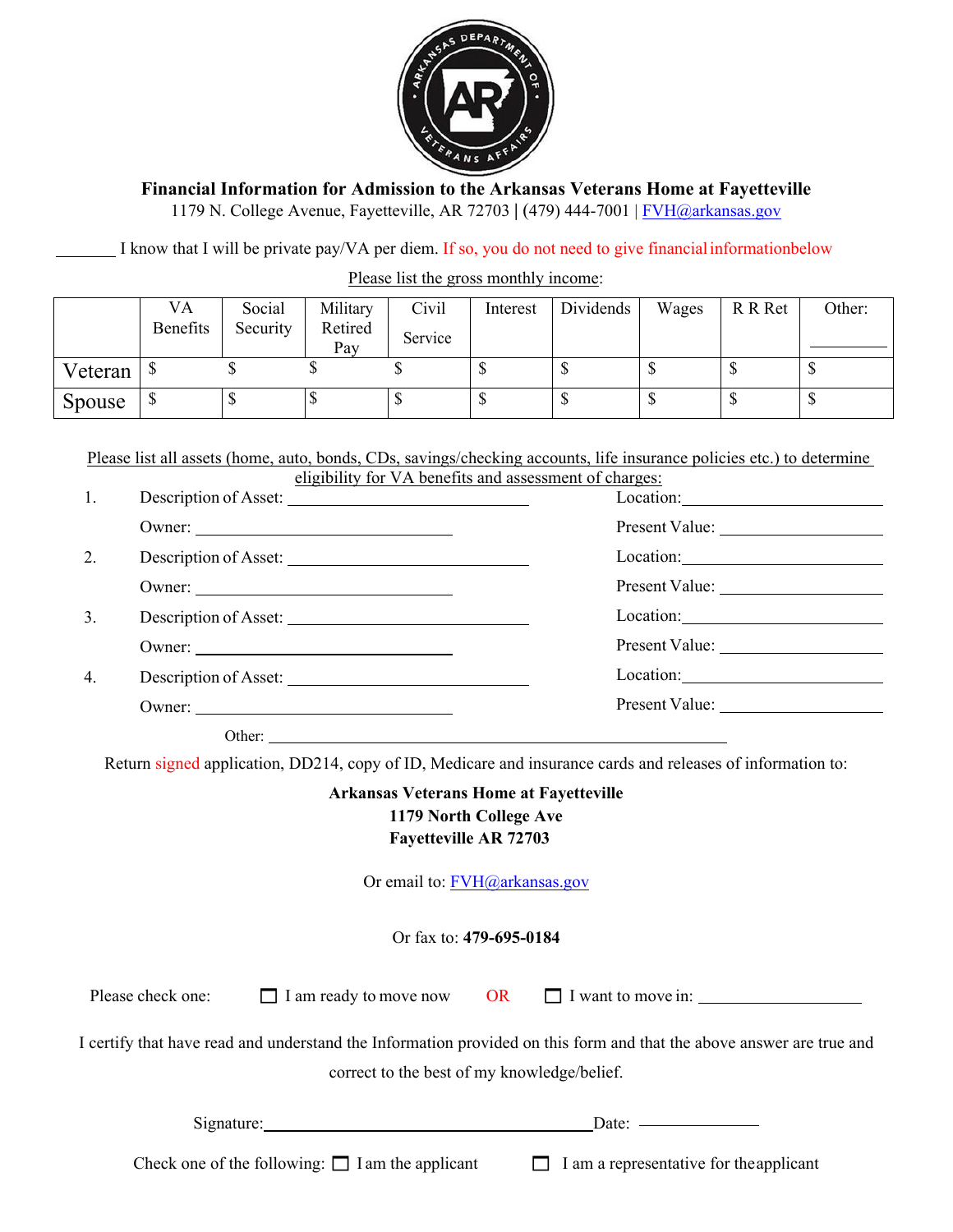**Financial Information for Admission to the Arkansas Veterans Home at Fayetteville**

1179 N. College Avenue, Fayetteville, AR 72703 | (479) 444-7001 | FVH@arkansas.gov

_______ I know that I will be private pay/VA per diem. If so, you do not need to give financial information below

Please list the gross monthly income:

| | VA Benefits | Social Security | Military Retired Pay | Civil Service | Interest | Dividends | Wages | R R Ret | Other: _______ |
|---|---|---|---|---|---|---|---|---|---|
| Veteran | $ | $ | $ | $ | $ | $ | $ | $ | $ |
| Spouse | $ | $ | $ | $ | $ | $ | $ | $ | $ |

Please list all assets (home, auto, bonds, CDs, savings/checking accounts, life insurance policies etc.) to determine eligibility for VA benefits and assessment of charges:

1. Description of Asset: ______________________ Location: ______________________
   Owner: ______________________ Present Value: ______________________
2. Description of Asset: ______________________ Location: ______________________
   Owner: ______________________ Present Value: ______________________
3. Description of Asset: ______________________ Location: ______________________
   Owner: ______________________ Present Value: ______________________
4. Description of Asset: ______________________ Location: ______________________
   Owner: ______________________ Present Value: ______________________

Other: ______________________________________________

Return signed application, DD214, copy of ID, Medicare and insurance cards and releases of information to:

**Arkansas Veterans Home at Fayetteville**
**1179 North College Ave**
**Fayetteville AR 72703**

Or email to: FVH@arkansas.gov

Or fax to: **479-695-0184**

Please check one: ☐ I am ready to move now OR ☐ I want to move in: ______________

I certify that have read and understand the Information provided on this form and that the above answer are true and correct to the best of my knowledge/belief.

Signature: ______________________________ Date: ____________

Check one of the following: ☐ I am the applicant ☐ I am a representative for the applicant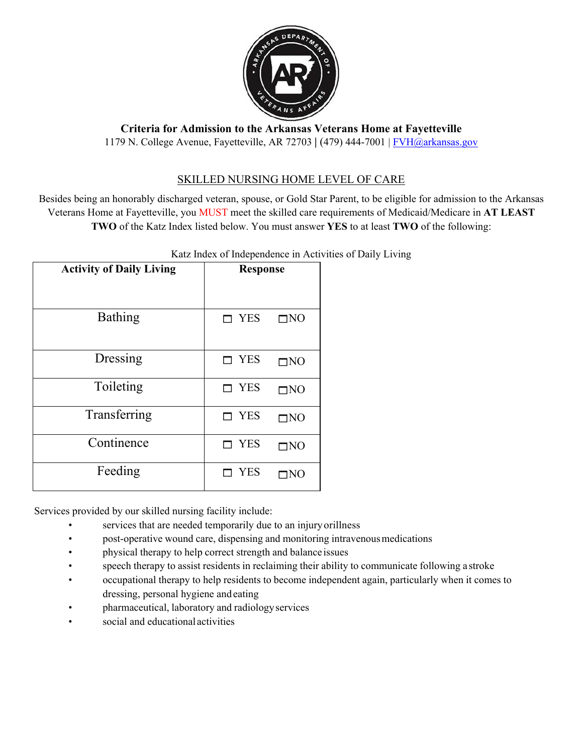**Criteria for Admission to the Arkansas Veterans Home at Fayetteville**

1179 N. College Avenue, Fayetteville, AR 72703 | (479) 444-7001 | FVH@arkansas.gov

## SKILLED NURSING HOME LEVEL OF CARE

Besides being an honorably discharged veteran, spouse, or Gold Star Parent, to be eligible for admission to the Arkansas Veterans Home at Fayetteville, you MUST meet the skilled care requirements of Medicaid/Medicare in **AT LEAST TWO** of the Katz Index listed below. You must answer **YES** to at least **TWO** of the following:

Katz Index of Independence in Activities of Daily Living

| **Activity of Daily Living** | **Response** |
|---|---|
| Bathing | ☐ YES ☐NO |
| Dressing | ☐ YES ☐NO |
| Toileting | ☐ YES ☐NO |
| Transferring | ☐ YES ☐NO |
| Continence | ☐ YES ☐NO |
| Feeding | ☐ YES ☐NO |

Services provided by our skilled nursing facility include:

- services that are needed temporarily due to an injury or illness
- post-operative wound care, dispensing and monitoring intravenous medications
- physical therapy to help correct strength and balance issues
- speech therapy to assist residents in reclaiming their ability to communicate following a stroke
- occupational therapy to help residents to become independent again, particularly when it comes to dressing, personal hygiene and eating
- pharmaceutical, laboratory and radiology services
- social and educational activities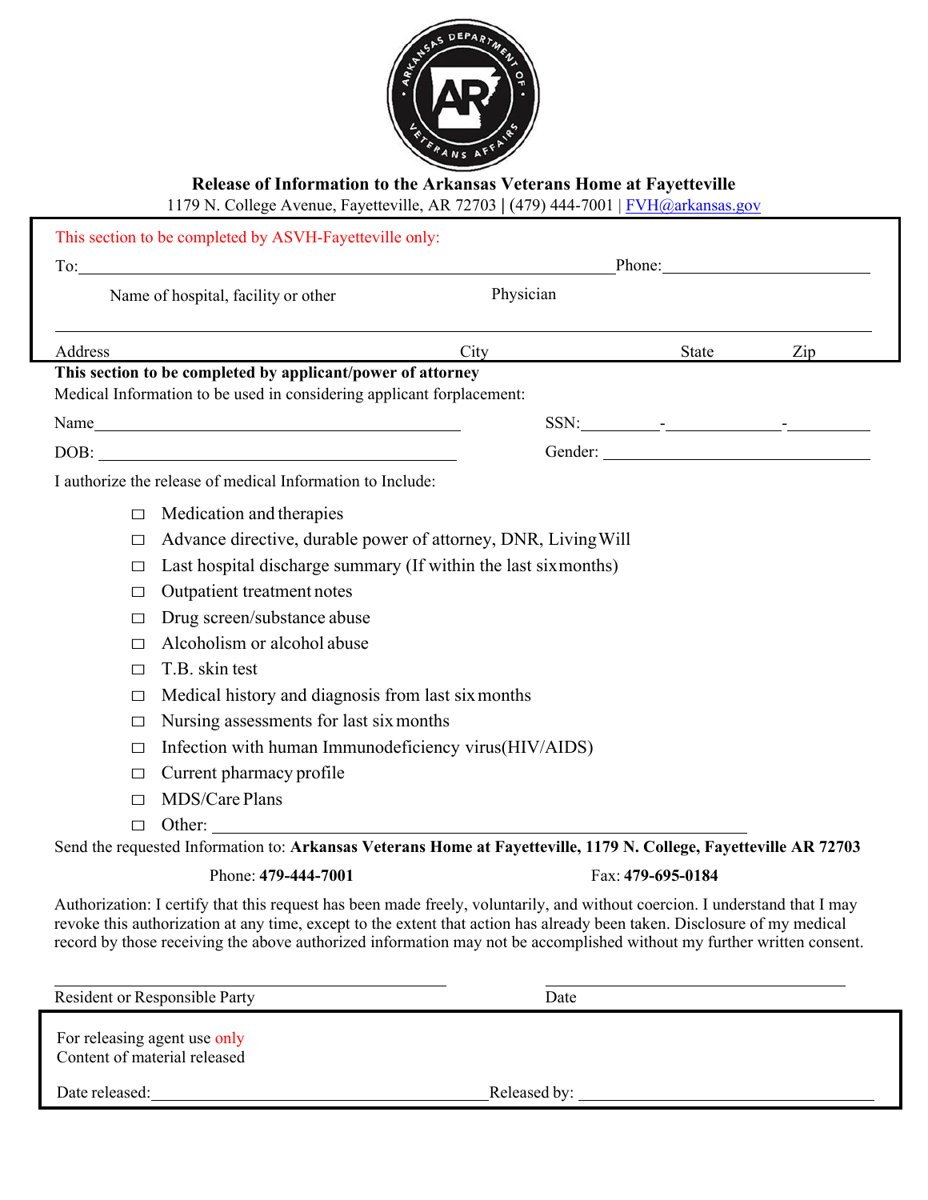# Release of Information to the Arkansas Veterans Home at Fayetteville

1179 N. College Avenue, Fayetteville, AR 72703 | (479) 444-7001 | FVH@arkansas.gov

This section to be completed by ASVH-Fayetteville only:

To:\_\_\_\_\_\_\_\_\_\_\_\_\_\_\_\_\_\_\_\_\_\_\_\_\_\_\_\_\_\_\_\_\_\_\_\_\_\_\_\_\_\_\_\_ Phone:\_\_\_\_\_\_\_\_\_\_\_\_\_\_\_\_\_\_\_\_

Name of hospital, facility or other Physician

\_\_\_\_\_\_\_\_\_\_\_\_\_\_\_\_\_\_\_\_\_\_\_\_\_\_\_\_\_\_\_\_\_\_\_\_\_\_\_\_\_\_\_\_\_\_\_\_\_\_\_\_\_\_\_\_\_\_\_\_\_\_\_\_

Address City State Zip

**This section to be completed by applicant/power of attorney**

Medical Information to be used in considering applicant forplacement:

Name\_\_\_\_\_\_\_\_\_\_\_\_\_\_\_\_\_\_\_\_\_\_\_\_\_\_\_\_\_\_\_\_\_\_\_\_ SSN:\_\_\_\_\_\_\_-\_\_\_\_\_\_\_\_\_\_-\_\_\_\_\_\_\_\_

DOB: \_\_\_\_\_\_\_\_\_\_\_\_\_\_\_\_\_\_\_\_\_\_\_\_\_\_\_\_\_\_\_\_\_\_\_ Gender: \_\_\_\_\_\_\_\_\_\_\_\_\_\_\_\_\_\_\_\_\_\_\_\_\_\_

I authorize the release of medical Information to Include:

- ☐ Medication and therapies
- ☐ Advance directive, durable power of attorney, DNR, Living Will
- ☐ Last hospital discharge summary (If within the last six months)
- ☐ Outpatient treatment notes
- ☐ Drug screen/substance abuse
- ☐ Alcoholism or alcohol abuse
- ☐ T.B. skin test
- ☐ Medical history and diagnosis from last six months
- ☐ Nursing assessments for last six months
- ☐ Infection with human Immunodeficiency virus(HIV/AIDS)
- ☐ Current pharmacy profile
- ☐ MDS/Care Plans
- ☐ Other: \_\_\_\_\_\_\_\_\_\_\_\_\_\_\_\_\_\_\_\_\_\_\_\_\_\_\_\_\_\_\_\_\_\_\_\_\_\_\_\_\_\_\_\_\_\_\_\_\_\_

Send the requested Information to: **Arkansas Veterans Home at Fayetteville, 1179 N. College, Fayetteville AR 72703**

Phone: **479-444-7001** Fax: **479-695-0184**

Authorization: I certify that this request has been made freely, voluntarily, and without coercion. I understand that I may revoke this authorization at any time, except to the extent that action has already been taken. Disclosure of my medical record by those receiving the above authorized information may not be accomplished without my further written consent.

\_\_\_\_\_\_\_\_\_\_\_\_\_\_\_\_\_\_\_\_\_\_\_\_\_\_\_\_\_\_\_\_\_\_\_\_\_ \_\_\_\_\_\_\_\_\_\_\_\_\_\_\_\_\_\_\_\_\_\_\_\_\_\_\_\_\_\_

Resident or Responsible Party Date

For releasing agent use only

Content of material released

Date released:\_\_\_\_\_\_\_\_\_\_\_\_\_\_\_\_\_\_\_\_\_\_\_\_\_\_\_\_\_\_\_\_\_\_Released by: \_\_\_\_\_\_\_\_\_\_\_\_\_\_\_\_\_\_\_\_\_\_\_\_\_\_\_\_\_\_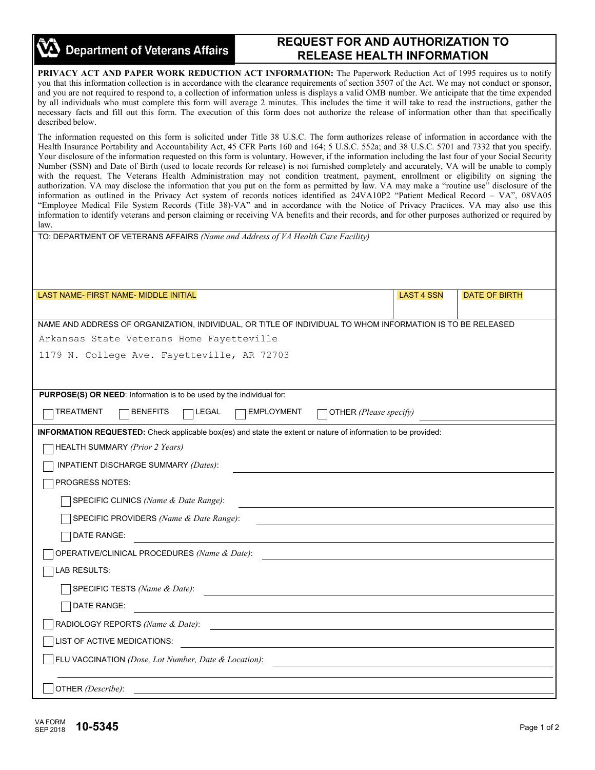**Department of Veterans Affairs**

# REQUEST FOR AND AUTHORIZATION TO RELEASE HEALTH INFORMATION

**PRIVACY ACT AND PAPER WORK REDUCTION ACT INFORMATION:** The Paperwork Reduction Act of 1995 requires us to notify you that this information collection is in accordance with the clearance requirements of section 3507 of the Act. We may not conduct or sponsor, and you are not required to respond to, a collection of information unless is displays a valid OMB number. We anticipate that the time expended by all individuals who must complete this form will average 2 minutes. This includes the time it will take to read the instructions, gather the necessary facts and fill out this form. The execution of this form does not authorize the release of information other than that specifically described below.

The information requested on this form is solicited under Title 38 U.S.C. The form authorizes release of information in accordance with the Health Insurance Portability and Accountability Act, 45 CFR Parts 160 and 164; 5 U.S.C. 552a; and 38 U.S.C. 5701 and 7332 that you specify. Your disclosure of the information requested on this form is voluntary. However, if the information including the last four of your Social Security Number (SSN) and Date of Birth (used to locate records for release) is not furnished completely and accurately, VA will be unable to comply with the request. The Veterans Health Administration may not condition treatment, payment, enrollment or eligibility on signing the authorization. VA may disclose the information that you put on the form as permitted by law. VA may make a "routine use" disclosure of the information as outlined in the Privacy Act system of records notices identified as 24VA10P2 "Patient Medical Record – VA", 08VA05 "Employee Medical File System Records (Title 38)-VA" and in accordance with the Notice of Privacy Practices. VA may also use this information to identify veterans and person claiming or receiving VA benefits and their records, and for other purposes authorized or required by law.

TO: DEPARTMENT OF VETERANS AFFAIRS *(Name and Address of VA Health Care Facility)*

| LAST NAME- FIRST NAME- MIDDLE INITIAL | LAST 4 SSN | DATE OF BIRTH |
|---|---|---|
| | | |

NAME AND ADDRESS OF ORGANIZATION, INDIVIDUAL, OR TITLE OF INDIVIDUAL TO WHOM INFORMATION IS TO BE RELEASED

Arkansas State Veterans Home Fayetteville
1179 N. College Ave. Fayetteville, AR 72703

**PURPOSE(S) OR NEED**: Information is to be used by the individual for:

☐ TREATMENT ☐ BENEFITS ☐ LEGAL ☐ EMPLOYMENT ☐ OTHER *(Please specify)* ____________

**INFORMATION REQUESTED:** Check applicable box(es) and state the extent or nature of information to be provided:

- ☐ HEALTH SUMMARY *(Prior 2 Years)*
- ☐ INPATIENT DISCHARGE SUMMARY *(Dates)*: ____________
- ☐ PROGRESS NOTES:
  - ☐ SPECIFIC CLINICS *(Name & Date Range)*: ____________
  - ☐ SPECIFIC PROVIDERS *(Name & Date Range)*: ____________
  - ☐ DATE RANGE: ____________
- ☐ OPERATIVE/CLINICAL PROCEDURES *(Name & Date)*: ____________
- ☐ LAB RESULTS:
  - ☐ SPECIFIC TESTS *(Name & Date)*: ____________
  - ☐ DATE RANGE: ____________
- ☐ RADIOLOGY REPORTS *(Name & Date)*: ____________
- ☐ LIST OF ACTIVE MEDICATIONS: ____________
- ☐ FLU VACCINATION *(Dose, Lot Number, Date & Location)*: ____________
- ☐ OTHER *(Describe)*: ____________

VA FORM SEP 2018 **10-5345**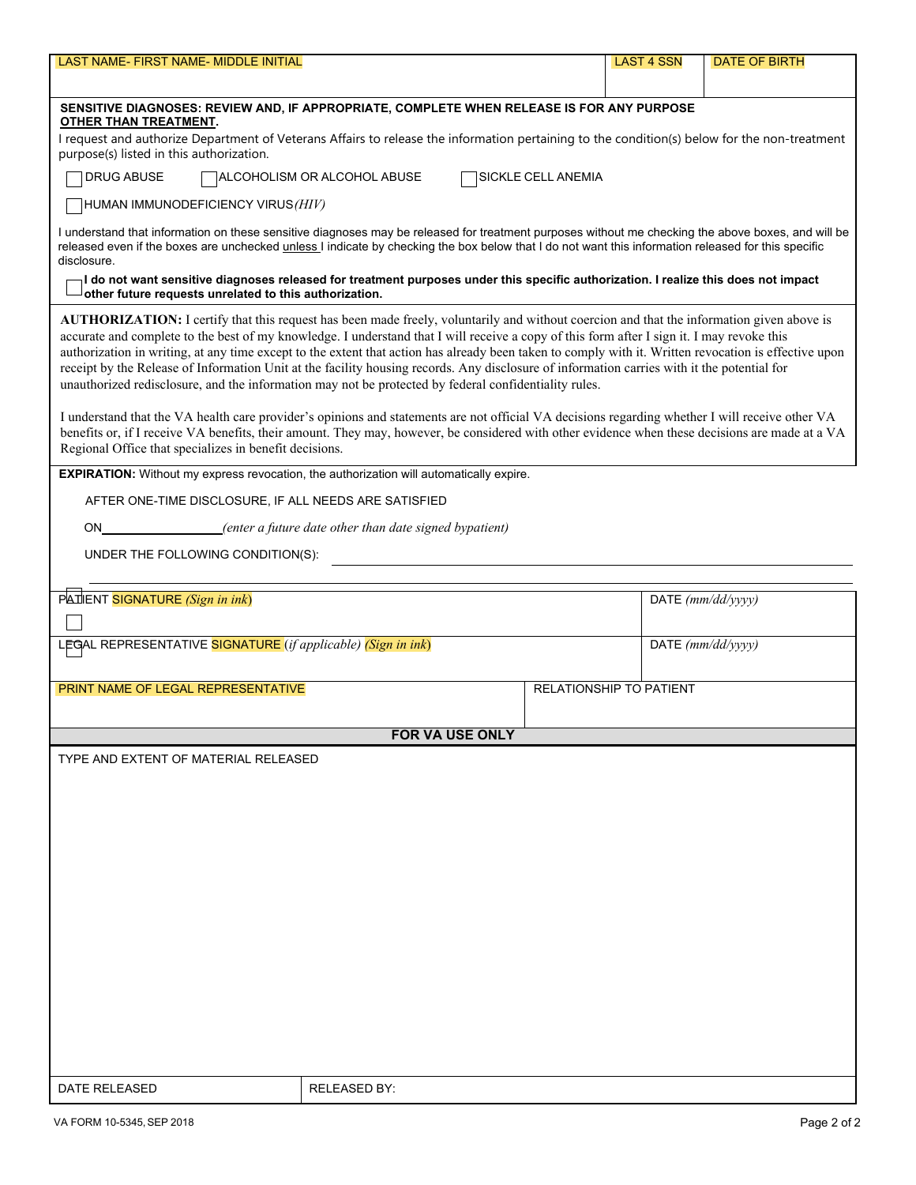| LAST NAME- FIRST NAME- MIDDLE INITIAL | LAST 4 SSN | DATE OF BIRTH |
|---|---|---|
| | | |

**SENSITIVE DIAGNOSES: REVIEW AND, IF APPROPRIATE, COMPLETE WHEN RELEASE IS FOR ANY PURPOSE OTHER THAN TREATMENT.**

I request and authorize Department of Veterans Affairs to release the information pertaining to the condition(s) below for the non-treatment purpose(s) listed in this authorization.

☐ DRUG ABUSE ☐ ALCOHOLISM OR ALCOHOL ABUSE ☐ SICKLE CELL ANEMIA

☐ HUMAN IMMUNODEFICIENCY VIRUS *(HIV)*

I understand that information on these sensitive diagnoses may be released for treatment purposes without me checking the above boxes, and will be released even if the boxes are unchecked unless I indicate by checking the box below that I do not want this information released for this specific disclosure.

☐ **I do not want sensitive diagnoses released for treatment purposes under this specific authorization. I realize this does not impact other future requests unrelated to this authorization.**

**AUTHORIZATION:** I certify that this request has been made freely, voluntarily and without coercion and that the information given above is accurate and complete to the best of my knowledge. I understand that I will receive a copy of this form after I sign it. I may revoke this authorization in writing, at any time except to the extent that action has already been taken to comply with it. Written revocation is effective upon receipt by the Release of Information Unit at the facility housing records. Any disclosure of information carries with it the potential for unauthorized redisclosure, and the information may not be protected by federal confidentiality rules.

I understand that the VA health care provider's opinions and statements are not official VA decisions regarding whether I will receive other VA benefits or, if I receive VA benefits, their amount. They may, however, be considered with other evidence when these decisions are made at a VA Regional Office that specializes in benefit decisions.

**EXPIRATION:** Without my express revocation, the authorization will automatically expire.

☐ AFTER ONE-TIME DISCLOSURE, IF ALL NEEDS ARE SATISFIED

☐ ON\_\_\_\_\_\_\_\_\_\_\_\_\_\_\_\_ *(enter a future date other than date signed bypatient)*

☐ UNDER THE FOLLOWING CONDITION(S): \_\_\_\_\_\_\_\_\_\_\_\_\_\_\_\_\_\_\_\_\_\_\_\_\_\_\_\_\_\_\_\_\_\_\_\_\_\_\_\_

| PATIENT SIGNATURE *(Sign in ink)* | DATE *(mm/dd/yyyy)* |
|---|---|
| | |
| LEGAL REPRESENTATIVE SIGNATURE (*if applicable*) *(Sign in ink)* | DATE *(mm/dd/yyyy)* |
| | |

| PRINT NAME OF LEGAL REPRESENTATIVE | RELATIONSHIP TO PATIENT |
|---|---|
| | |

**FOR VA USE ONLY**

TYPE AND EXTENT OF MATERIAL RELEASED

| DATE RELEASED | RELEASED BY: |
|---|---|
| | |

VA FORM 10-5345, SEP 2018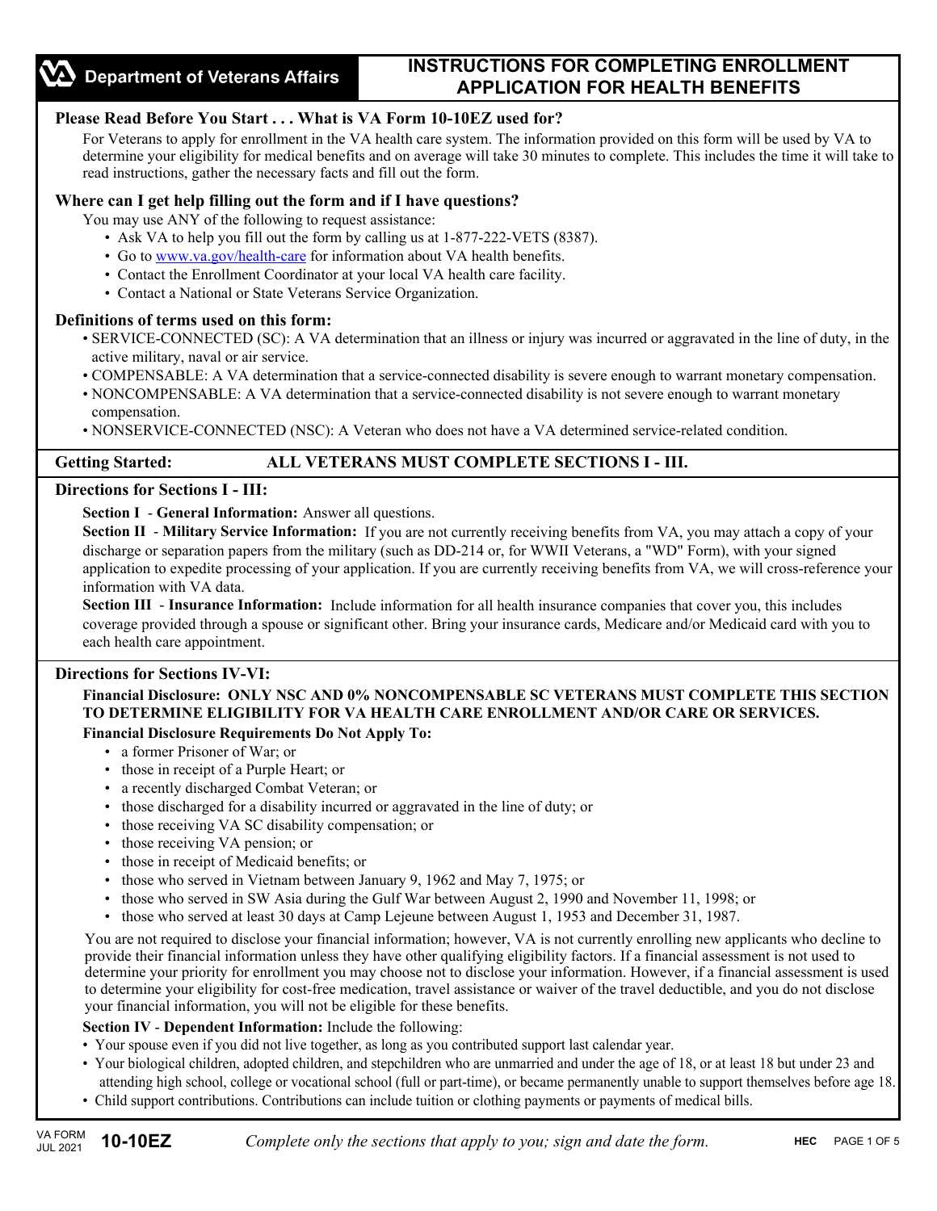# Department of Veterans Affairs

## INSTRUCTIONS FOR COMPLETING ENROLLMENT APPLICATION FOR HEALTH BENEFITS

### Please Read Before You Start . . . What is VA Form 10-10EZ used for?

For Veterans to apply for enrollment in the VA health care system. The information provided on this form will be used by VA to determine your eligibility for medical benefits and on average will take 30 minutes to complete. This includes the time it will take to read instructions, gather the necessary facts and fill out the form.

### Where can I get help filling out the form and if I have questions?

You may use ANY of the following to request assistance:

- Ask VA to help you fill out the form by calling us at 1-877-222-VETS (8387).
- Go to www.va.gov/health-care for information about VA health benefits.
- Contact the Enrollment Coordinator at your local VA health care facility.
- Contact a National or State Veterans Service Organization.

### Definitions of terms used on this form:

- SERVICE-CONNECTED (SC): A VA determination that an illness or injury was incurred or aggravated in the line of duty, in the active military, naval or air service.
- COMPENSABLE: A VA determination that a service-connected disability is severe enough to warrant monetary compensation.
- NONCOMPENSABLE: A VA determination that a service-connected disability is not severe enough to warrant monetary compensation.
- NONSERVICE-CONNECTED (NSC): A Veteran who does not have a VA determined service-related condition.

### Getting Started: ALL VETERANS MUST COMPLETE SECTIONS I - III.

### Directions for Sections I - III:

**Section I** - **General Information:** Answer all questions.

**Section II** - **Military Service Information:** If you are not currently receiving benefits from VA, you may attach a copy of your discharge or separation papers from the military (such as DD-214 or, for WWII Veterans, a "WD" Form), with your signed application to expedite processing of your application. If you are currently receiving benefits from VA, we will cross-reference your information with VA data.

**Section III** - **Insurance Information:** Include information for all health insurance companies that cover you, this includes coverage provided through a spouse or significant other. Bring your insurance cards, Medicare and/or Medicaid card with you to each health care appointment.

### Directions for Sections IV-VI:

**Financial Disclosure: ONLY NSC AND 0% NONCOMPENSABLE SC VETERANS MUST COMPLETE THIS SECTION TO DETERMINE ELIGIBILITY FOR VA HEALTH CARE ENROLLMENT AND/OR CARE OR SERVICES.**

**Financial Disclosure Requirements Do Not Apply To:**

- a former Prisoner of War; or
- those in receipt of a Purple Heart; or
- a recently discharged Combat Veteran; or
- those discharged for a disability incurred or aggravated in the line of duty; or
- those receiving VA SC disability compensation; or
- those receiving VA pension; or
- those in receipt of Medicaid benefits; or
- those who served in Vietnam between January 9, 1962 and May 7, 1975; or
- those who served in SW Asia during the Gulf War between August 2, 1990 and November 11, 1998; or
- those who served at least 30 days at Camp Lejeune between August 1, 1953 and December 31, 1987.

You are not required to disclose your financial information; however, VA is not currently enrolling new applicants who decline to provide their financial information unless they have other qualifying eligibility factors. If a financial assessment is not used to determine your priority for enrollment you may choose not to disclose your information. However, if a financial assessment is used to determine your eligibility for cost-free medication, travel assistance or waiver of the travel deductible, and you do not disclose your financial information, you will not be eligible for these benefits.

**Section IV** - **Dependent Information:** Include the following:

- Your spouse even if you did not live together, as long as you contributed support last calendar year.
- Your biological children, adopted children, and stepchildren who are unmarried and under the age of 18, or at least 18 but under 23 and attending high school, college or vocational school (full or part-time), or became permanently unable to support themselves before age 18.
- Child support contributions. Contributions can include tuition or clothing payments or payments of medical bills.

*Complete only the sections that apply to you; sign and date the form.*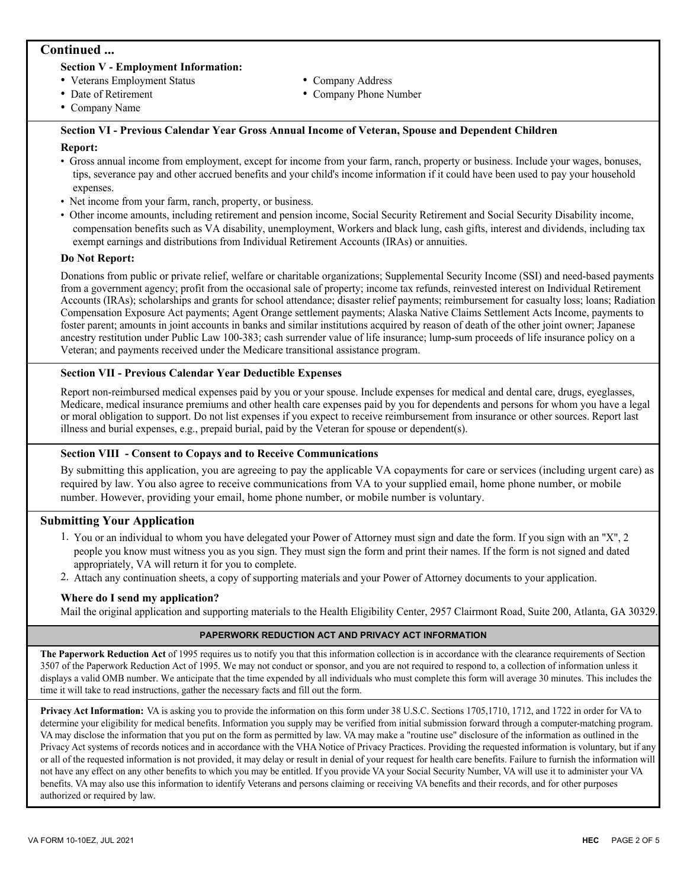## Continued ...

### Section V - Employment Information:

- Veterans Employment Status
- Date of Retirement
- Company Name
- Company Address
- Company Phone Number

### Section VI - Previous Calendar Year Gross Annual Income of Veteran, Spouse and Dependent Children

**Report:**

- Gross annual income from employment, except for income from your farm, ranch, property or business. Include your wages, bonuses, tips, severance pay and other accrued benefits and your child's income information if it could have been used to pay your household expenses.
- Net income from your farm, ranch, property, or business.
- Other income amounts, including retirement and pension income, Social Security Retirement and Social Security Disability income, compensation benefits such as VA disability, unemployment, Workers and black lung, cash gifts, interest and dividends, including tax exempt earnings and distributions from Individual Retirement Accounts (IRAs) or annuities.

**Do Not Report:**

Donations from public or private relief, welfare or charitable organizations; Supplemental Security Income (SSI) and need-based payments from a government agency; profit from the occasional sale of property; income tax refunds, reinvested interest on Individual Retirement Accounts (IRAs); scholarships and grants for school attendance; disaster relief payments; reimbursement for casualty loss; loans; Radiation Compensation Exposure Act payments; Agent Orange settlement payments; Alaska Native Claims Settlement Acts Income, payments to foster parent; amounts in joint accounts in banks and similar institutions acquired by reason of death of the other joint owner; Japanese ancestry restitution under Public Law 100-383; cash surrender value of life insurance; lump-sum proceeds of life insurance policy on a Veteran; and payments received under the Medicare transitional assistance program.

### Section VII - Previous Calendar Year Deductible Expenses

Report non-reimbursed medical expenses paid by you or your spouse. Include expenses for medical and dental care, drugs, eyeglasses, Medicare, medical insurance premiums and other health care expenses paid by you for dependents and persons for whom you have a legal or moral obligation to support. Do not list expenses if you expect to receive reimbursement from insurance or other sources. Report last illness and burial expenses, e.g., prepaid burial, paid by the Veteran for spouse or dependent(s).

### Section VIII - Consent to Copays and to Receive Communications

By submitting this application, you are agreeing to pay the applicable VA copayments for care or services (including urgent care) as required by law. You also agree to receive communications from VA to your supplied email, home phone number, or mobile number. However, providing your email, home phone number, or mobile number is voluntary.

## Submitting Your Application

1. You or an individual to whom you have delegated your Power of Attorney must sign and date the form. If you sign with an "X", 2 people you know must witness you as you sign. They must sign the form and print their names. If the form is not signed and dated appropriately, VA will return it for you to complete.
2. Attach any continuation sheets, a copy of supporting materials and your Power of Attorney documents to your application.

### Where do I send my application?

Mail the original application and supporting materials to the Health Eligibility Center, 2957 Clairmont Road, Suite 200, Atlanta, GA 30329.

## PAPERWORK REDUCTION ACT AND PRIVACY ACT INFORMATION

**The Paperwork Reduction Act** of 1995 requires us to notify you that this information collection is in accordance with the clearance requirements of Section 3507 of the Paperwork Reduction Act of 1995. We may not conduct or sponsor, and you are not required to respond to, a collection of information unless it displays a valid OMB number. We anticipate that the time expended by all individuals who must complete this form will average 30 minutes. This includes the time it will take to read instructions, gather the necessary facts and fill out the form.

**Privacy Act Information:** VA is asking you to provide the information on this form under 38 U.S.C. Sections 1705,1710, 1712, and 1722 in order for VA to determine your eligibility for medical benefits. Information you supply may be verified from initial submission forward through a computer-matching program. VA may disclose the information that you put on the form as permitted by law. VA may make a "routine use" disclosure of the information as outlined in the Privacy Act systems of records notices and in accordance with the VHA Notice of Privacy Practices. Providing the requested information is voluntary, but if any or all of the requested information is not provided, it may delay or result in denial of your request for health care benefits. Failure to furnish the information will not have any effect on any other benefits to which you may be entitled. If you provide VA your Social Security Number, VA will use it to administer your VA benefits. VA may also use this information to identify Veterans and persons claiming or receiving VA benefits and their records, and for other purposes authorized or required by law.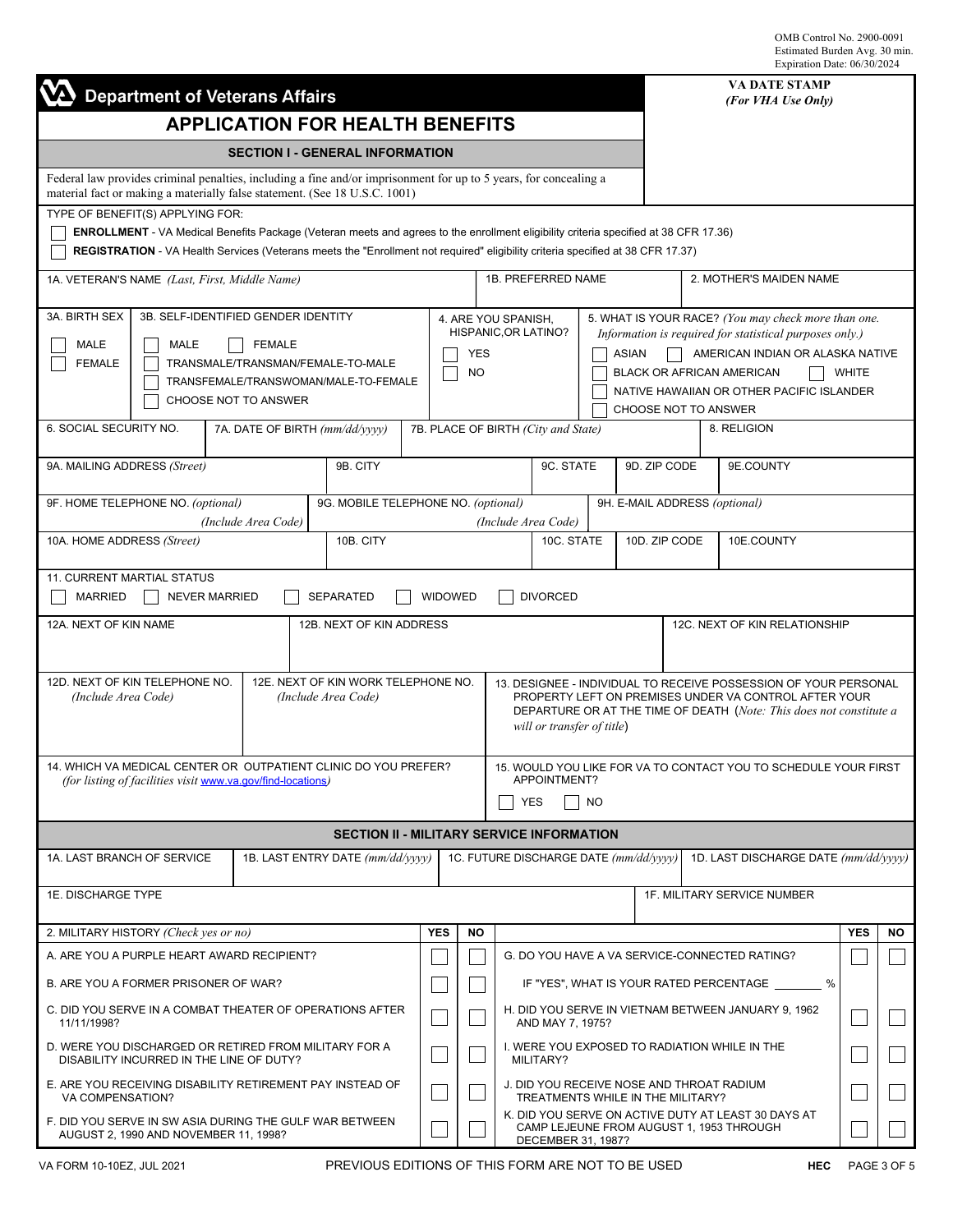OMB Control No. 2900-0091
Estimated Burden Avg. 30 min.
Expiration Date: 06/30/2024

# Department of Veterans Affairs

**VA DATE STAMP**
*(For VHA Use Only)*

## APPLICATION FOR HEALTH BENEFITS

### SECTION I - GENERAL INFORMATION

Federal law provides criminal penalties, including a fine and/or imprisonment for up to 5 years, for concealing a material fact or making a materially false statement. (See 18 U.S.C. 1001)

TYPE OF BENEFIT(S) APPLYING FOR:

☐ **ENROLLMENT** - VA Medical Benefits Package (Veteran meets and agrees to the enrollment eligibility criteria specified at 38 CFR 17.36)

☐ **REGISTRATION** - VA Health Services (Veterans meets the "Enrollment not required" eligibility criteria specified at 38 CFR 17.37)

| 1A. VETERAN'S NAME *(Last, First, Middle Name)* | 1B. PREFERRED NAME | 2. MOTHER'S MAIDEN NAME |
|---|---|---|
| | | |

3A. BIRTH SEX
☐ MALE
☐ FEMALE

3B. SELF-IDENTIFIED GENDER IDENTITY
☐ MALE ☐ FEMALE
☐ TRANSMALE/TRANSMAN/FEMALE-TO-MALE
☐ TRANSFEMALE/TRANSWOMAN/MALE-TO-FEMALE
☐ CHOOSE NOT TO ANSWER

4. ARE YOU SPANISH, HISPANIC,OR LATINO?
☐ YES
☐ NO

5. WHAT IS YOUR RACE? *(You may check more than one. Information is required for statistical purposes only.)*
☐ ASIAN ☐ AMERICAN INDIAN OR ALASKA NATIVE
☐ BLACK OR AFRICAN AMERICAN ☐ WHITE
☐ NATIVE HAWAIIAN OR OTHER PACIFIC ISLANDER
☐ CHOOSE NOT TO ANSWER

| 6. SOCIAL SECURITY NO. | 7A. DATE OF BIRTH *(mm/dd/yyyy)* | 7B. PLACE OF BIRTH *(City and State)* | 8. RELIGION |
|---|---|---|---|
| | | | |

| 9A. MAILING ADDRESS *(Street)* | 9B. CITY | 9C. STATE | 9D. ZIP CODE | 9E.COUNTY |
|---|---|---|---|---|
| | | | | |

| 9F. HOME TELEPHONE NO. *(optional)* *(Include Area Code)* | 9G. MOBILE TELEPHONE NO. *(optional)* *(Include Area Code)* | 9H. E-MAIL ADDRESS *(optional)* |
|---|---|---|
| | | |

| 10A. HOME ADDRESS *(Street)* | 10B. CITY | 10C. STATE | 10D. ZIP CODE | 10E.COUNTY |
|---|---|---|---|---|
| | | | | |

11. CURRENT MARTIAL STATUS
☐ MARRIED ☐ NEVER MARRIED ☐ SEPARATED ☐ WIDOWED ☐ DIVORCED

| 12A. NEXT OF KIN NAME | 12B. NEXT OF KIN ADDRESS | 12C. NEXT OF KIN RELATIONSHIP |
|---|---|---|
| | | |

| 12D. NEXT OF KIN TELEPHONE NO. *(Include Area Code)* | 12E. NEXT OF KIN WORK TELEPHONE NO. *(Include Area Code)* | 13. DESIGNEE - INDIVIDUAL TO RECEIVE POSSESSION OF YOUR PERSONAL PROPERTY LEFT ON PREMISES UNDER VA CONTROL AFTER YOUR DEPARTURE OR AT THE TIME OF DEATH (*Note: This does not constitute a will or transfer of title*) |
|---|---|---|
| | | |

14. WHICH VA MEDICAL CENTER OR OUTPATIENT CLINIC DO YOU PREFER? *(for listing of facilities visit www.va.gov/find-locations)*

15. WOULD YOU LIKE FOR VA TO CONTACT YOU TO SCHEDULE YOUR FIRST APPOINTMENT?
☐ YES ☐ NO

### SECTION II - MILITARY SERVICE INFORMATION

| 1A. LAST BRANCH OF SERVICE | 1B. LAST ENTRY DATE *(mm/dd/yyyy)* | 1C. FUTURE DISCHARGE DATE *(mm/dd/yyyy)* | 1D. LAST DISCHARGE DATE *(mm/dd/yyyy)* |
|---|---|---|---|
| | | | |

| 1E. DISCHARGE TYPE | 1F. MILITARY SERVICE NUMBER |
|---|---|
| | |

| 2. MILITARY HISTORY *(Check yes or no)* | YES | NO | | YES | NO |
|---|---|---|---|---|---|
| A. ARE YOU A PURPLE HEART AWARD RECIPIENT? | ☐ | ☐ | G. DO YOU HAVE A VA SERVICE-CONNECTED RATING? | ☐ | ☐ |
| B. ARE YOU A FORMER PRISONER OF WAR? | ☐ | ☐ | IF "YES", WHAT IS YOUR RATED PERCENTAGE _______ % | | |
| C. DID YOU SERVE IN A COMBAT THEATER OF OPERATIONS AFTER 11/11/1998? | ☐ | ☐ | H. DID YOU SERVE IN VIETNAM BETWEEN JANUARY 9, 1962 AND MAY 7, 1975? | ☐ | ☐ |
| D. WERE YOU DISCHARGED OR RETIRED FROM MILITARY FOR A DISABILITY INCURRED IN THE LINE OF DUTY? | ☐ | ☐ | I. WERE YOU EXPOSED TO RADIATION WHILE IN THE MILITARY? | ☐ | ☐ |
| E. ARE YOU RECEIVING DISABILITY RETIREMENT PAY INSTEAD OF VA COMPENSATION? | ☐ | ☐ | J. DID YOU RECEIVE NOSE AND THROAT RADIUM TREATMENTS WHILE IN THE MILITARY? | ☐ | ☐ |
| F. DID YOU SERVE IN SW ASIA DURING THE GULF WAR BETWEEN AUGUST 2, 1990 AND NOVEMBER 11, 1998? | ☐ | ☐ | K. DID YOU SERVE ON ACTIVE DUTY AT LEAST 30 DAYS AT CAMP LEJEUNE FROM AUGUST 1, 1953 THROUGH DECEMBER 31, 1987? | ☐ | ☐ |

VA FORM 10-10EZ, JUL 2021 PREVIOUS EDITIONS OF THIS FORM ARE NOT TO BE USED **HEC**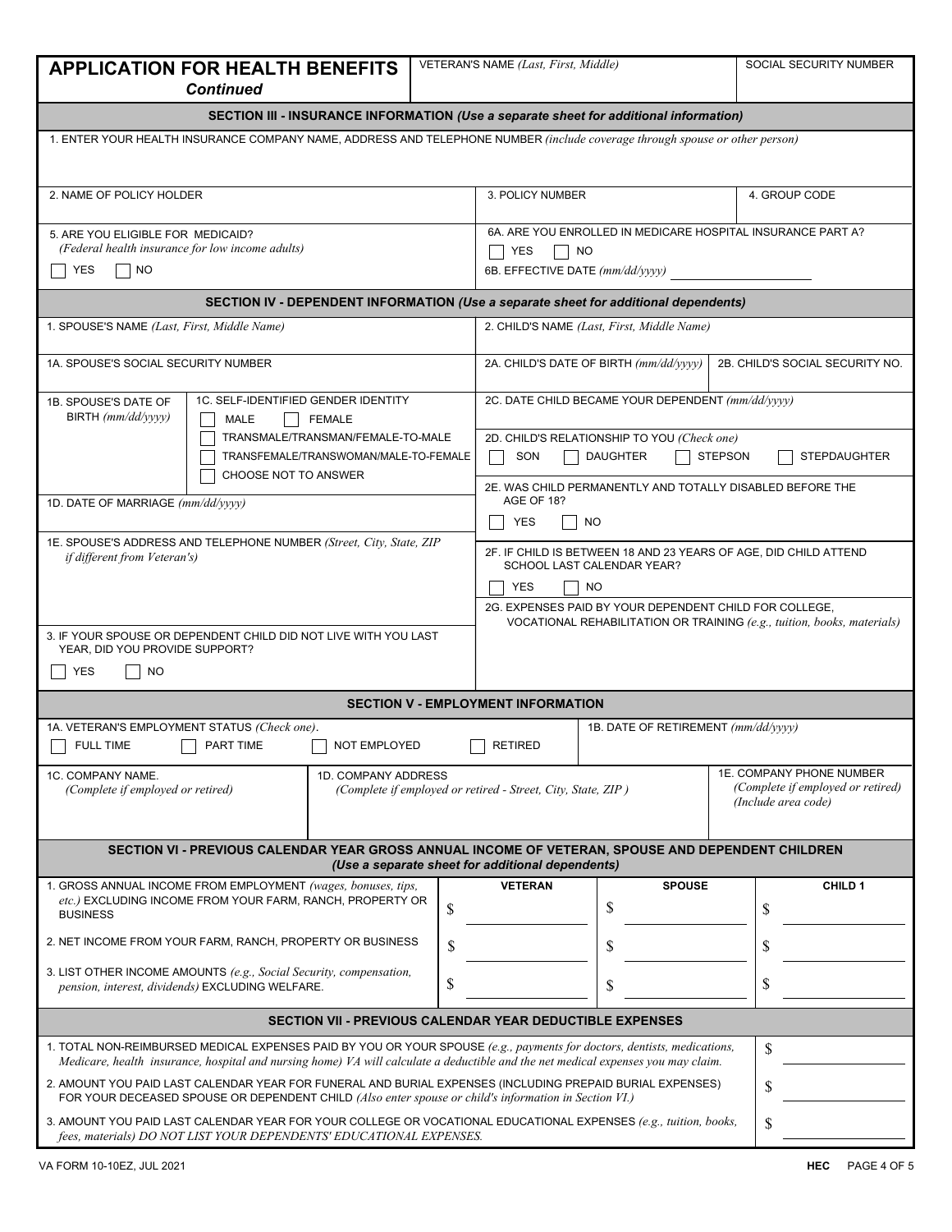# APPLICATION FOR HEALTH BENEFITS *Continued*

| VETERAN'S NAME *(Last, First, Middle)* | SOCIAL SECURITY NUMBER |
|---|---|
| | |

## SECTION III - INSURANCE INFORMATION *(Use a separate sheet for additional information)*

1. ENTER YOUR HEALTH INSURANCE COMPANY NAME, ADDRESS AND TELEPHONE NUMBER *(include coverage through spouse or other person)*

| 2. NAME OF POLICY HOLDER | 3. POLICY NUMBER | 4. GROUP CODE |
|---|---|---|
| | | |

5. ARE YOU ELIGIBLE FOR MEDICAID? *(Federal health insurance for low income adults)*
☐ YES ☐ NO

6A. ARE YOU ENROLLED IN MEDICARE HOSPITAL INSURANCE PART A?
☐ YES ☐ NO

6B. EFFECTIVE DATE *(mm/dd/yyyy)* ____________

## SECTION IV - DEPENDENT INFORMATION *(Use a separate sheet for additional dependents)*

1. SPOUSE'S NAME *(Last, First, Middle Name)*

1A. SPOUSE'S SOCIAL SECURITY NUMBER

1B. SPOUSE'S DATE OF BIRTH *(mm/dd/yyyy)*

1C. SELF-IDENTIFIED GENDER IDENTITY
☐ MALE ☐ FEMALE
☐ TRANSMALE/TRANSMAN/FEMALE-TO-MALE
☐ TRANSFEMALE/TRANSWOMAN/MALE-TO-FEMALE
☐ CHOOSE NOT TO ANSWER

1D. DATE OF MARRIAGE *(mm/dd/yyyy)*

1E. SPOUSE'S ADDRESS AND TELEPHONE NUMBER *(Street, City, State, ZIP if different from Veteran's)*

2. CHILD'S NAME *(Last, First, Middle Name)*

2A. CHILD'S DATE OF BIRTH *(mm/dd/yyyy)*

2B. CHILD'S SOCIAL SECURITY NO.

2C. DATE CHILD BECAME YOUR DEPENDENT *(mm/dd/yyyy)*

2D. CHILD'S RELATIONSHIP TO YOU *(Check one)*
☐ SON ☐ DAUGHTER ☐ STEPSON ☐ STEPDAUGHTER

2E. WAS CHILD PERMANENTLY AND TOTALLY DISABLED BEFORE THE AGE OF 18?
☐ YES ☐ NO

2F. IF CHILD IS BETWEEN 18 AND 23 YEARS OF AGE, DID CHILD ATTEND SCHOOL LAST CALENDAR YEAR?
☐ YES ☐ NO

2G. EXPENSES PAID BY YOUR DEPENDENT CHILD FOR COLLEGE, VOCATIONAL REHABILITATION OR TRAINING *(e.g., tuition, books, materials)*

3. IF YOUR SPOUSE OR DEPENDENT CHILD DID NOT LIVE WITH YOU LAST YEAR, DID YOU PROVIDE SUPPORT?
☐ YES ☐ NO

## SECTION V - EMPLOYMENT INFORMATION

1A. VETERAN'S EMPLOYMENT STATUS *(Check one)*.
☐ FULL TIME ☐ PART TIME ☐ NOT EMPLOYED ☐ RETIRED

1B. DATE OF RETIREMENT *(mm/dd/yyyy)*

| 1C. COMPANY NAME. *(Complete if employed or retired)* | 1D. COMPANY ADDRESS *(Complete if employed or retired - Street, City, State, ZIP )* | 1E. COMPANY PHONE NUMBER *(Complete if employed or retired) (Include area code)* |
|---|---|---|
| | | |

## SECTION VI - PREVIOUS CALENDAR YEAR GROSS ANNUAL INCOME OF VETERAN, SPOUSE AND DEPENDENT CHILDREN *(Use a separate sheet for additional dependents)*

| | VETERAN | SPOUSE | CHILD 1 |
|---|---|---|---|
| 1. GROSS ANNUAL INCOME FROM EMPLOYMENT *(wages, bonuses, tips, etc.)* EXCLUDING INCOME FROM YOUR FARM, RANCH, PROPERTY OR BUSINESS | $ | $ | $ |
| 2. NET INCOME FROM YOUR FARM, RANCH, PROPERTY OR BUSINESS | $ | $ | $ |
| 3. LIST OTHER INCOME AMOUNTS *(e.g., Social Security, compensation, pension, interest, dividends)* EXCLUDING WELFARE. | $ | $ | $ |

## SECTION VII - PREVIOUS CALENDAR YEAR DEDUCTIBLE EXPENSES

| | |
|---|---|
| 1. TOTAL NON-REIMBURSED MEDICAL EXPENSES PAID BY YOU OR YOUR SPOUSE *(e.g., payments for doctors, dentists, medications, Medicare, health insurance, hospital and nursing home) VA will calculate a deductible and the net medical expenses you may claim.* | $ |
| 2. AMOUNT YOU PAID LAST CALENDAR YEAR FOR FUNERAL AND BURIAL EXPENSES (INCLUDING PREPAID BURIAL EXPENSES) FOR YOUR DECEASED SPOUSE OR DEPENDENT CHILD *(Also enter spouse or child's information in Section VI.)* | $ |
| 3. AMOUNT YOU PAID LAST CALENDAR YEAR FOR YOUR COLLEGE OR VOCATIONAL EDUCATIONAL EXPENSES *(e.g., tuition, books, fees, materials) DO NOT LIST YOUR DEPENDENTS' EDUCATIONAL EXPENSES.* | $ |

VA FORM 10-10EZ, JUL 2021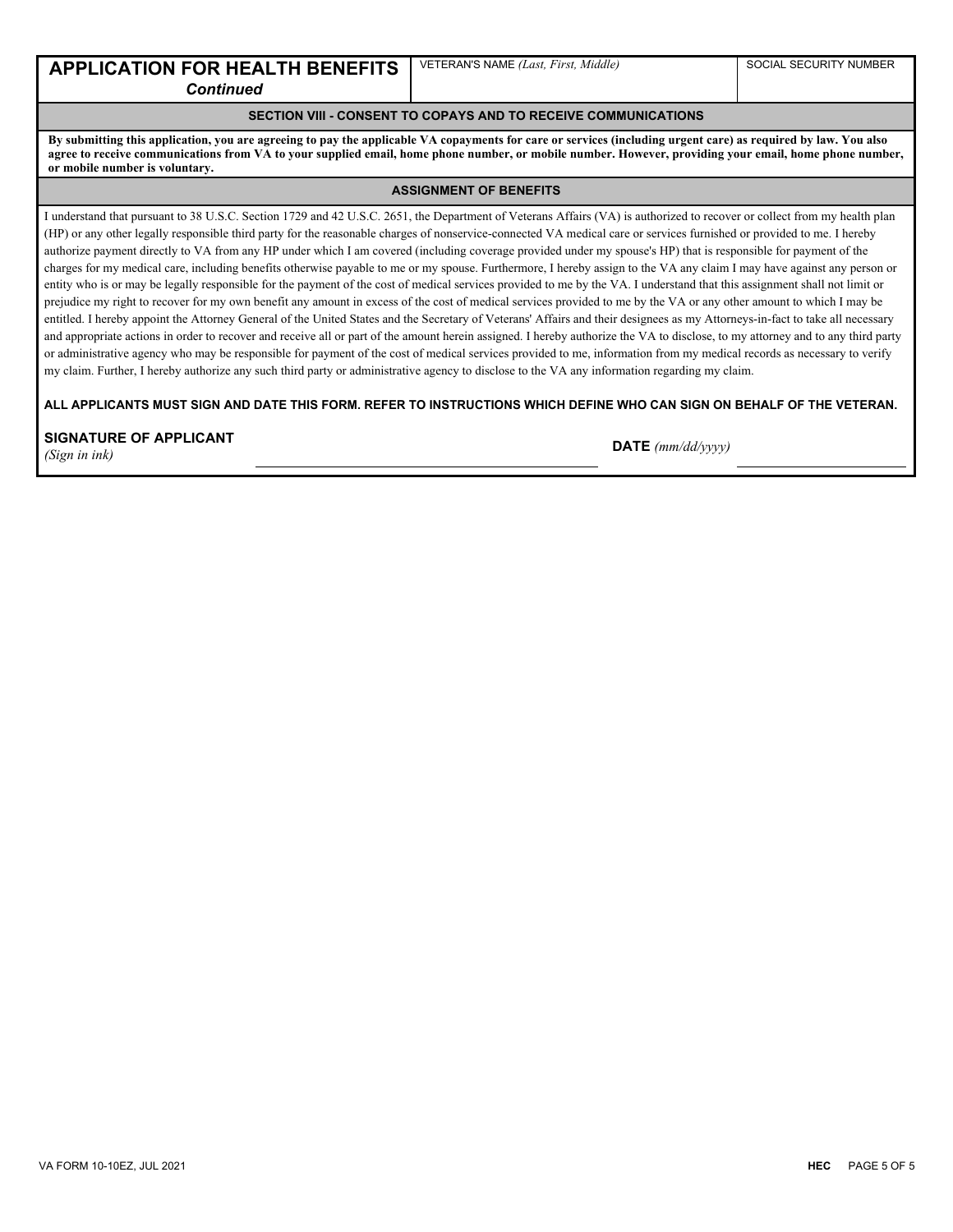| APPLICATION FOR HEALTH BENEFITS *Continued* | VETERAN'S NAME *(Last, First, Middle)* | SOCIAL SECURITY NUMBER |
|---|---|---|
| | | |

## SECTION VIII - CONSENT TO COPAYS AND TO RECEIVE COMMUNICATIONS

**By submitting this application, you are agreeing to pay the applicable VA copayments for care or services (including urgent care) as required by law. You also agree to receive communications from VA to your supplied email, home phone number, or mobile number. However, providing your email, home phone number, or mobile number is voluntary.**

## ASSIGNMENT OF BENEFITS

I understand that pursuant to 38 U.S.C. Section 1729 and 42 U.S.C. 2651, the Department of Veterans Affairs (VA) is authorized to recover or collect from my health plan (HP) or any other legally responsible third party for the reasonable charges of nonservice-connected VA medical care or services furnished or provided to me. I hereby authorize payment directly to VA from any HP under which I am covered (including coverage provided under my spouse's HP) that is responsible for payment of the charges for my medical care, including benefits otherwise payable to me or my spouse. Furthermore, I hereby assign to the VA any claim I may have against any person or entity who is or may be legally responsible for the payment of the cost of medical services provided to me by the VA. I understand that this assignment shall not limit or prejudice my right to recover for my own benefit any amount in excess of the cost of medical services provided to me by the VA or any other amount to which I may be entitled. I hereby appoint the Attorney General of the United States and the Secretary of Veterans' Affairs and their designees as my Attorneys-in-fact to take all necessary and appropriate actions in order to recover and receive all or part of the amount herein assigned. I hereby authorize the VA to disclose, to my attorney and to any third party or administrative agency who may be responsible for payment of the cost of medical services provided to me, information from my medical records as necessary to verify my claim. Further, I hereby authorize any such third party or administrative agency to disclose to the VA any information regarding my claim.

**ALL APPLICANTS MUST SIGN AND DATE THIS FORM. REFER TO INSTRUCTIONS WHICH DEFINE WHO CAN SIGN ON BEHALF OF THE VETERAN.**

**SIGNATURE OF APPLICANT** *(Sign in ink)* ______________________________ **DATE** *(mm/dd/yyyy)* ____________________

VA FORM 10-10EZ, JUL 2021 **HEC**